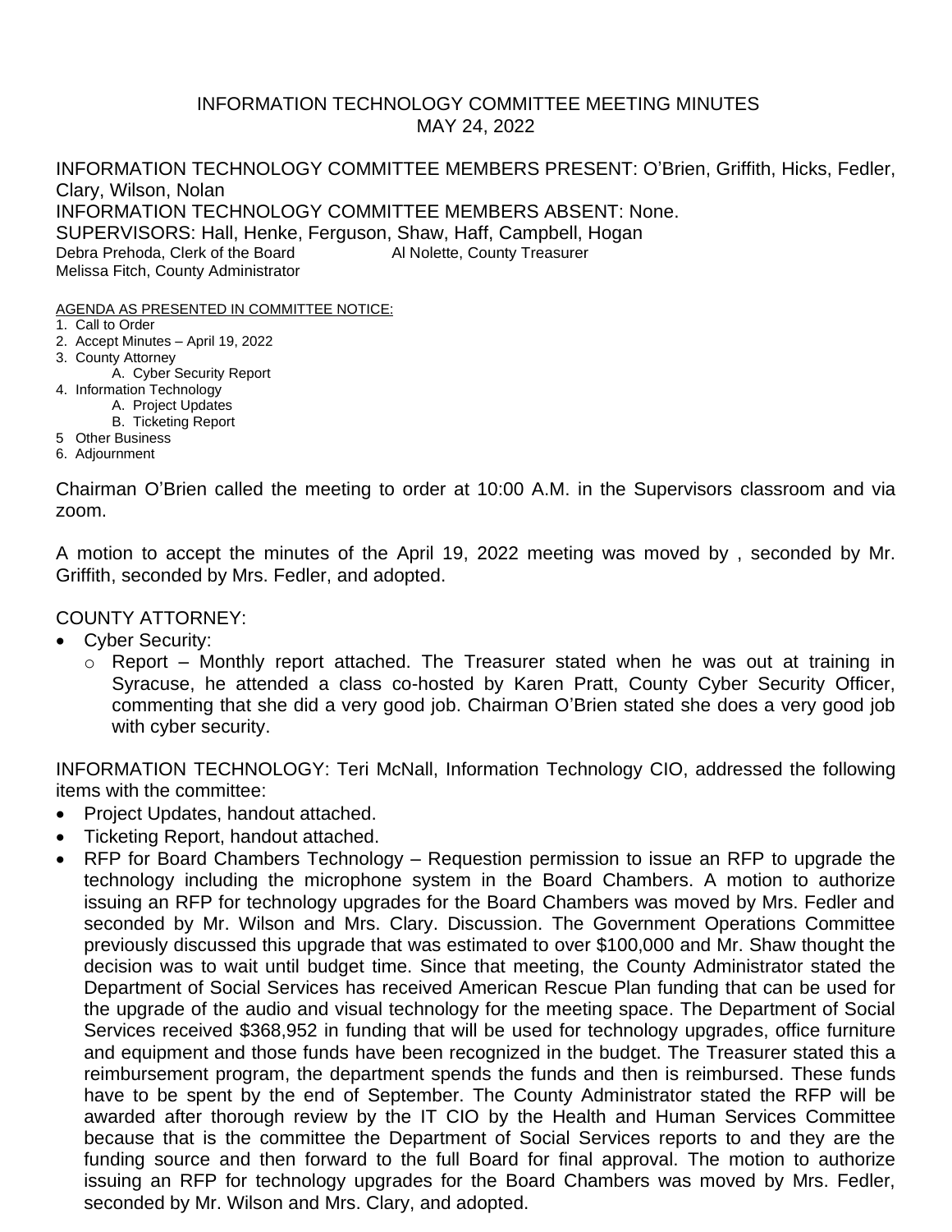# INFORMATION TECHNOLOGY COMMITTEE MEETING MINUTES
## MAY 24, 2022

INFORMATION TECHNOLOGY COMMITTEE MEMBERS PRESENT: O'Brien, Griffith, Hicks, Fedler, Clary, Wilson, Nolan
INFORMATION TECHNOLOGY COMMITTEE MEMBERS ABSENT: None.
SUPERVISORS: Hall, Henke, Ferguson, Shaw, Haff, Campbell, Hogan
Debra Prehoda, Clerk of the Board  Al Nolette, County Treasurer
Melissa Fitch, County Administrator

AGENDA AS PRESENTED IN COMMITTEE NOTICE:

1. Call to Order
2. Accept Minutes – April 19, 2022
3. County Attorney
   A. Cyber Security Report
4. Information Technology
   A. Project Updates
   B. Ticketing Report
5 Other Business
6. Adjournment

Chairman O'Brien called the meeting to order at 10:00 A.M. in the Supervisors classroom and via zoom.

A motion to accept the minutes of the April 19, 2022 meeting was moved by , seconded by Mr. Griffith, seconded by Mrs. Fedler, and adopted.

COUNTY ATTORNEY:

- Cyber Security:
  - Report – Monthly report attached. The Treasurer stated when he was out at training in Syracuse, he attended a class co-hosted by Karen Pratt, County Cyber Security Officer, commenting that she did a very good job. Chairman O'Brien stated she does a very good job with cyber security.

INFORMATION TECHNOLOGY: Teri McNall, Information Technology CIO, addressed the following items with the committee:

- Project Updates, handout attached.
- Ticketing Report, handout attached.
- RFP for Board Chambers Technology – Requestion permission to issue an RFP to upgrade the technology including the microphone system in the Board Chambers. A motion to authorize issuing an RFP for technology upgrades for the Board Chambers was moved by Mrs. Fedler and seconded by Mr. Wilson and Mrs. Clary. Discussion. The Government Operations Committee previously discussed this upgrade that was estimated to over $100,000 and Mr. Shaw thought the decision was to wait until budget time. Since that meeting, the County Administrator stated the Department of Social Services has received American Rescue Plan funding that can be used for the upgrade of the audio and visual technology for the meeting space. The Department of Social Services received $368,952 in funding that will be used for technology upgrades, office furniture and equipment and those funds have been recognized in the budget. The Treasurer stated this a reimbursement program, the department spends the funds and then is reimbursed. These funds have to be spent by the end of September. The County Administrator stated the RFP will be awarded after thorough review by the IT CIO by the Health and Human Services Committee because that is the committee the Department of Social Services reports to and they are the funding source and then forward to the full Board for final approval. The motion to authorize issuing an RFP for technology upgrades for the Board Chambers was moved by Mrs. Fedler, seconded by Mr. Wilson and Mrs. Clary, and adopted.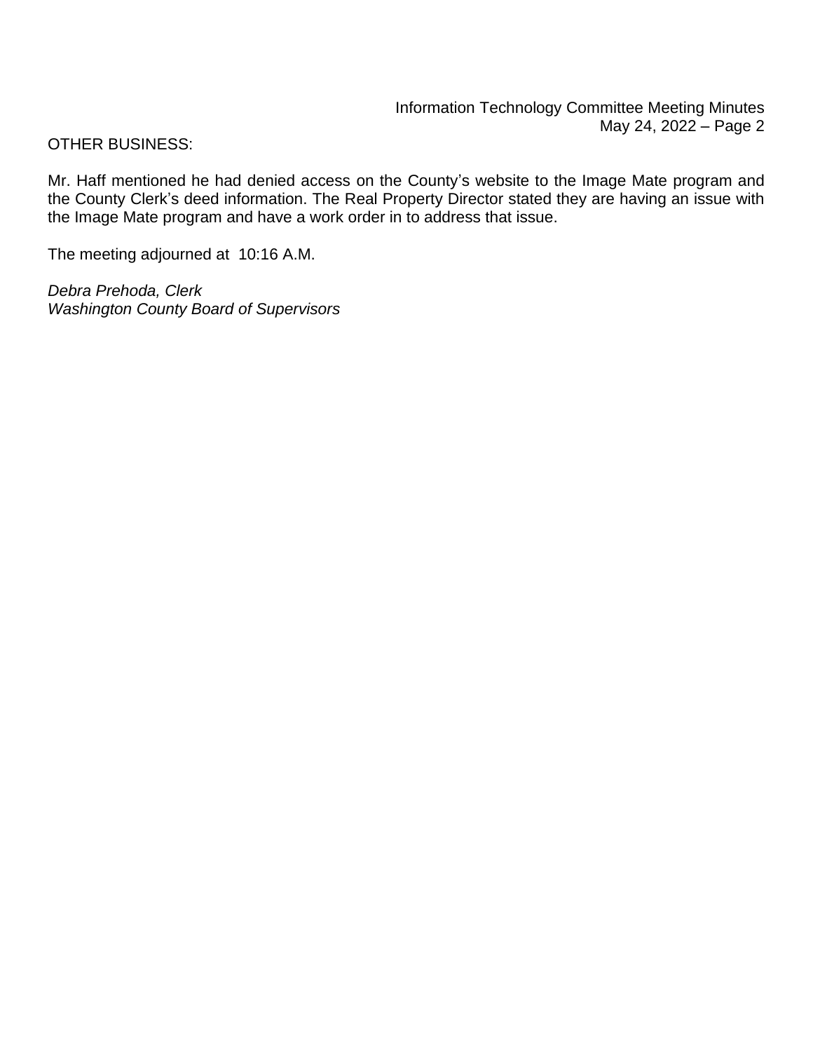OTHER BUSINESS:

Mr. Haff mentioned he had denied access on the County's website to the Image Mate program and the County Clerk's deed information. The Real Property Director stated they are having an issue with the Image Mate program and have a work order in to address that issue.

The meeting adjourned at 10:16 A.M.

*Debra Prehoda, Clerk*
*Washington County Board of Supervisors*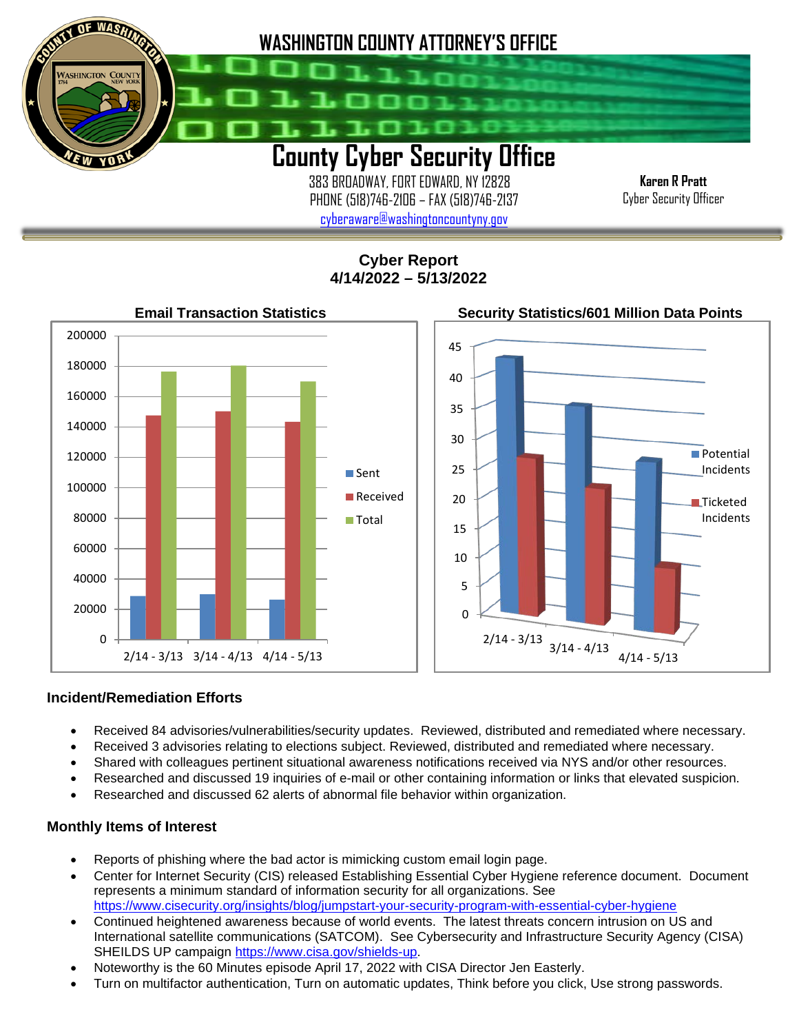# WASHINGTON COUNTY ATTORNEY'S OFFICE

# County Cyber Security Office

383 BROADWAY, FORT EDWARD, NY 12828
PHONE (518)746-2106 – FAX (518)746-2137
cyberaware@washingtoncountyny.gov

**Karen R Pratt**
Cyber Security Officer

## Cyber Report
## 4/14/2022 – 5/13/2022

**Email Transaction Statistics**

**Security Statistics/601 Million Data Points**

### Incident/Remediation Efforts

- Received 84 advisories/vulnerabilities/security updates. Reviewed, distributed and remediated where necessary.
- Received 3 advisories relating to elections subject. Reviewed, distributed and remediated where necessary.
- Shared with colleagues pertinent situational awareness notifications received via NYS and/or other resources.
- Researched and discussed 19 inquiries of e-mail or other containing information or links that elevated suspicion.
- Researched and discussed 62 alerts of abnormal file behavior within organization.

### Monthly Items of Interest

- Reports of phishing where the bad actor is mimicking custom email login page.
- Center for Internet Security (CIS) released Establishing Essential Cyber Hygiene reference document. Document represents a minimum standard of information security for all organizations. See https://www.cisecurity.org/insights/blog/jumpstart-your-security-program-with-essential-cyber-hygiene
- Continued heightened awareness because of world events. The latest threats concern intrusion on US and International satellite communications (SATCOM). See Cybersecurity and Infrastructure Security Agency (CISA) SHEILDS UP campaign https://www.cisa.gov/shields-up.
- Noteworthy is the 60 Minutes episode April 17, 2022 with CISA Director Jen Easterly.
- Turn on multifactor authentication, Turn on automatic updates, Think before you click, Use strong passwords.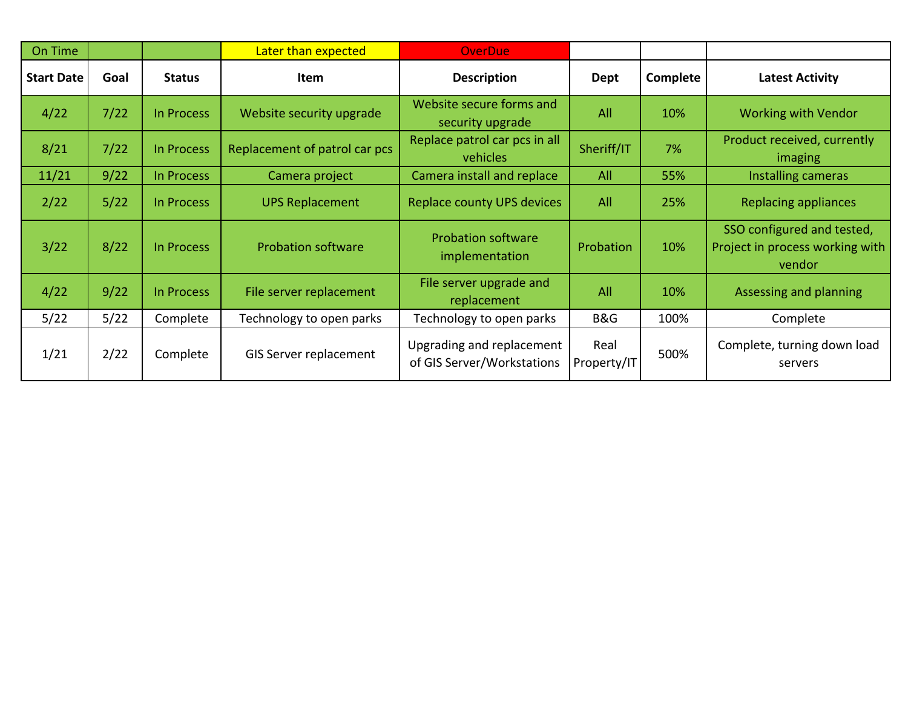| On Time | | | Later than expected | OverDue | | | |
|---|---|---|---|---|---|---|---|
| **Start Date** | **Goal** | **Status** | **Item** | **Description** | **Dept** | **Complete** | **Latest Activity** |
| 4/22 | 7/22 | In Process | Website security upgrade | Website secure forms and security upgrade | All | 10% | Working with Vendor |
| 8/21 | 7/22 | In Process | Replacement of patrol car pcs | Replace patrol car pcs in all vehicles | Sheriff/IT | 7% | Product received, currently imaging |
| 11/21 | 9/22 | In Process | Camera project | Camera install and replace | All | 55% | Installing cameras |
| 2/22 | 5/22 | In Process | UPS Replacement | Replace county UPS devices | All | 25% | Replacing appliances |
| 3/22 | 8/22 | In Process | Probation software | Probation software implementation | Probation | 10% | SSO configured and tested, Project in process working with vendor |
| 4/22 | 9/22 | In Process | File server replacement | File server upgrade and replacement | All | 10% | Assessing and planning |
| 5/22 | 5/22 | Complete | Technology to open parks | Technology to open parks | B&G | 100% | Complete |
| 1/21 | 2/22 | Complete | GIS Server replacement | Upgrading and replacement of GIS Server/Workstations | Real Property/IT | 500% | Complete, turning down load servers |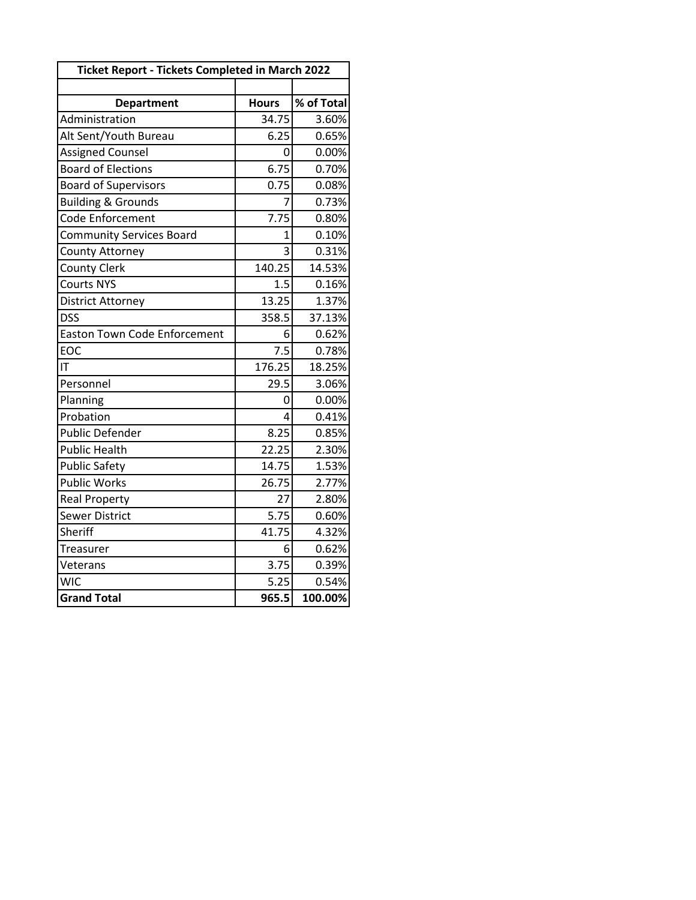| Ticket Report - Tickets Completed in March 2022 | | |
|---|---|---|
| | | |
| **Department** | **Hours** | **% of Total** |
| Administration | 34.75 | 3.60% |
| Alt Sent/Youth Bureau | 6.25 | 0.65% |
| Assigned Counsel | 0 | 0.00% |
| Board of Elections | 6.75 | 0.70% |
| Board of Supervisors | 0.75 | 0.08% |
| Building & Grounds | 7 | 0.73% |
| Code Enforcement | 7.75 | 0.80% |
| Community Services Board | 1 | 0.10% |
| County Attorney | 3 | 0.31% |
| County Clerk | 140.25 | 14.53% |
| Courts NYS | 1.5 | 0.16% |
| District Attorney | 13.25 | 1.37% |
| DSS | 358.5 | 37.13% |
| Easton Town Code Enforcement | 6 | 0.62% |
| EOC | 7.5 | 0.78% |
| IT | 176.25 | 18.25% |
| Personnel | 29.5 | 3.06% |
| Planning | 0 | 0.00% |
| Probation | 4 | 0.41% |
| Public Defender | 8.25 | 0.85% |
| Public Health | 22.25 | 2.30% |
| Public Safety | 14.75 | 1.53% |
| Public Works | 26.75 | 2.77% |
| Real Property | 27 | 2.80% |
| Sewer District | 5.75 | 0.60% |
| Sheriff | 41.75 | 4.32% |
| Treasurer | 6 | 0.62% |
| Veterans | 3.75 | 0.39% |
| WIC | 5.25 | 0.54% |
| **Grand Total** | **965.5** | **100.00%** |